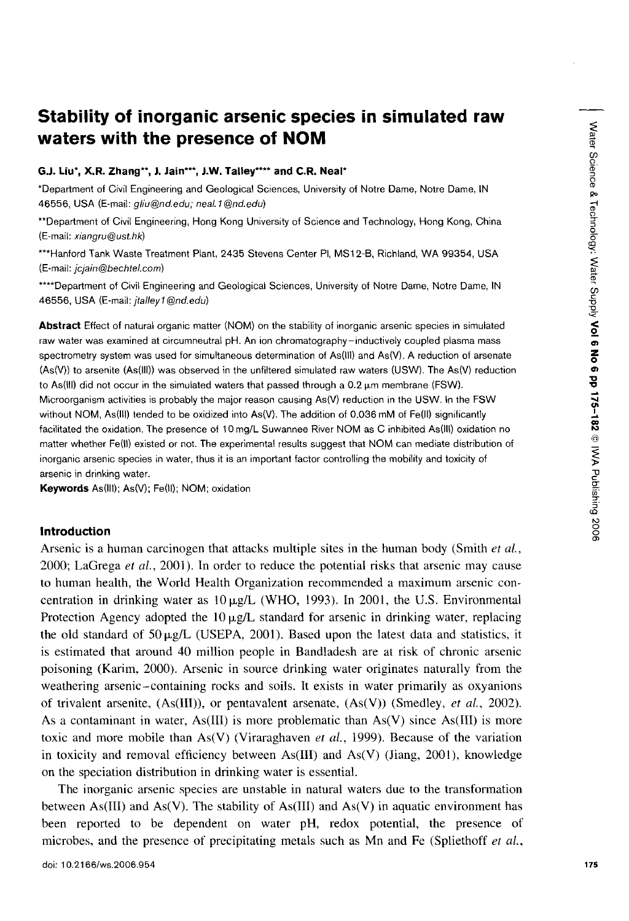# Stability of inorganic arsenic species in simulated raw waters with the presence of NOM

**G.J. Liu\*, X.R. Zhang\*\*, J. Jain\*\*\*, J.W. Talley\*\*\*\* and C.R. Neal\***

\*Department of Civil Engineering and Geological Sciences, University of Notre Dame, Notre Dame, IN 46556, USA (E-mail: *gliu@nd.edu; neal.1@nd.edu*)

\*\*Department of Civil Engineering, Hong Kong University of Science and Technology, Hong Kong, China (E-mail: *xiangru@ust.hk*)

\*\*\*Hanford Tank Waste Treatment Plant, 2435 Stevens Center Pl, MS12-B, Richland, WA 99354, USA (E-mail: *jcjain@bechtel.com*)

\*\*\*\*Department of Civil Engineering and Geological Sciences, University of Notre Dame, Notre Dame, IN 46556, USA (E-mail: *jtalley1@nd.edu*)

**Abstract** Effect of natural organic matter (NOM) on the stability of inorganic arsenic species in simulated raw water was examined at circumneutral pH. An ion chromatography–inductively coupled plasma mass spectrometry system was used for simultaneous determination of As(III) and As(V). A reduction of arsenate (As(V)) to arsenite (As(III)) was observed in the unfiltered simulated raw waters (USW). The As(V) reduction to As(III) did not occur in the simulated waters that passed through a 0.2 μm membrane (FSW). Microorganism activities is probably the major reason causing As(V) reduction in the USW. In the FSW without NOM, As(III) tended to be oxidized into As(V). The addition of 0.036 mM of Fe(II) significantly facilitated the oxidation. The presence of 10 mg/L Suwannee River NOM as C inhibited As(III) oxidation no matter whether Fe(II) existed or not. The experimental results suggest that NOM can mediate distribution of inorganic arsenic species in water, thus it is an important factor controlling the mobility and toxicity of arsenic in drinking water.

**Keywords** As(III); As(V); Fe(II); NOM; oxidation

## Introduction

Arsenic is a human carcinogen that attacks multiple sites in the human body (Smith *et al.*, 2000; LaGrega *et al.*, 2001). In order to reduce the potential risks that arsenic may cause to human health, the World Health Organization recommended a maximum arsenic concentration in drinking water as 10 μg/L (WHO, 1993). In 2001, the U.S. Environmental Protection Agency adopted the 10 μg/L standard for arsenic in drinking water, replacing the old standard of 50 μg/L (USEPA, 2001). Based upon the latest data and statistics, it is estimated that around 40 million people in Bandladesh are at risk of chronic arsenic poisoning (Karim, 2000). Arsenic in source drinking water originates naturally from the weathering arsenic-containing rocks and soils. It exists in water primarily as oxyanions of trivalent arsenite, (As(III)), or pentavalent arsenate, (As(V)) (Smedley, *et al.*, 2002). As a contaminant in water, As(III) is more problematic than As(V) since As(III) is more toxic and more mobile than As(V) (Viraraghaven *et al.*, 1999). Because of the variation in toxicity and removal efficiency between As(III) and As(V) (Jiang, 2001), knowledge on the speciation distribution in drinking water is essential.

The inorganic arsenic species are unstable in natural waters due to the transformation between As(III) and As(V). The stability of As(III) and As(V) in aquatic environment has been reported to be dependent on water pH, redox potential, the presence of microbes, and the presence of precipitating metals such as Mn and Fe (Spliethoff *et al.*,

doi: 10.2166/ws.2006.954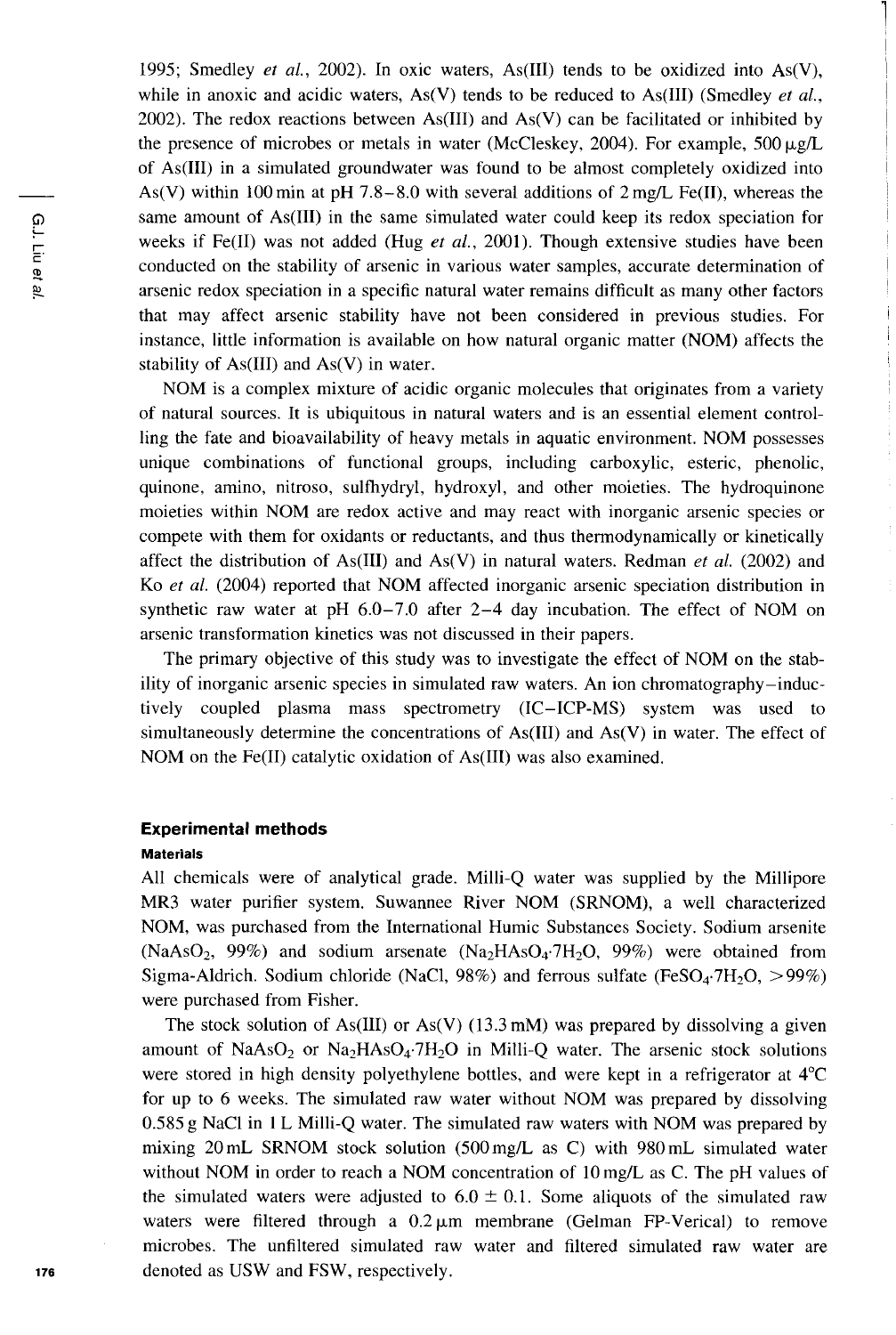1995; Smedley *et al.*, 2002). In oxic waters, As(III) tends to be oxidized into As(V), while in anoxic and acidic waters, As(V) tends to be reduced to As(III) (Smedley *et al.*, 2002). The redox reactions between As(III) and As(V) can be facilitated or inhibited by the presence of microbes or metals in water (McCleskey, 2004). For example, 500 μg/L of As(III) in a simulated groundwater was found to be almost completely oxidized into As(V) within 100 min at pH 7.8–8.0 with several additions of 2 mg/L Fe(II), whereas the same amount of As(III) in the same simulated water could keep its redox speciation for weeks if Fe(II) was not added (Hug *et al.*, 2001). Though extensive studies have been conducted on the stability of arsenic in various water samples, accurate determination of arsenic redox speciation in a specific natural water remains difficult as many other factors that may affect arsenic stability have not been considered in previous studies. For instance, little information is available on how natural organic matter (NOM) affects the stability of As(III) and As(V) in water.

NOM is a complex mixture of acidic organic molecules that originates from a variety of natural sources. It is ubiquitous in natural waters and is an essential element controlling the fate and bioavailability of heavy metals in aquatic environment. NOM possesses unique combinations of functional groups, including carboxylic, esteric, phenolic, quinone, amino, nitroso, sulfhydryl, hydroxyl, and other moieties. The hydroquinone moieties within NOM are redox active and may react with inorganic arsenic species or compete with them for oxidants or reductants, and thus thermodynamically or kinetically affect the distribution of As(III) and As(V) in natural waters. Redman *et al.* (2002) and Ko *et al.* (2004) reported that NOM affected inorganic arsenic speciation distribution in synthetic raw water at pH 6.0–7.0 after 2–4 day incubation. The effect of NOM on arsenic transformation kinetics was not discussed in their papers.

The primary objective of this study was to investigate the effect of NOM on the stability of inorganic arsenic species in simulated raw waters. An ion chromatography–inductively coupled plasma mass spectrometry (IC–ICP-MS) system was used to simultaneously determine the concentrations of As(III) and As(V) in water. The effect of NOM on the Fe(II) catalytic oxidation of As(III) was also examined.

## Experimental methods

### Materials

All chemicals were of analytical grade. Milli-Q water was supplied by the Millipore MR3 water purifier system. Suwannee River NOM (SRNOM), a well characterized NOM, was purchased from the International Humic Substances Society. Sodium arsenite ($NaAsO_2$, 99%) and sodium arsenate ($Na_2HAsO_4 \cdot 7H_2O$, 99%) were obtained from Sigma-Aldrich. Sodium chloride (NaCl, 98%) and ferrous sulfate ($FeSO_4 \cdot 7H_2O$, >99%) were purchased from Fisher.

The stock solution of As(III) or As(V) (13.3 mM) was prepared by dissolving a given amount of $NaAsO_2$ or $Na_2HAsO_4 \cdot 7H_2O$ in Milli-Q water. The arsenic stock solutions were stored in high density polyethylene bottles, and were kept in a refrigerator at 4°C for up to 6 weeks. The simulated raw water without NOM was prepared by dissolving 0.585 g NaCl in 1 L Milli-Q water. The simulated raw waters with NOM was prepared by mixing 20 mL SRNOM stock solution (500 mg/L as C) with 980 mL simulated water without NOM in order to reach a NOM concentration of 10 mg/L as C. The pH values of the simulated waters were adjusted to 6.0 ± 0.1. Some aliquots of the simulated raw waters were filtered through a 0.2 μm membrane (Gelman FP-Verical) to remove microbes. The unfiltered simulated raw water and filtered simulated raw water are denoted as USW and FSW, respectively.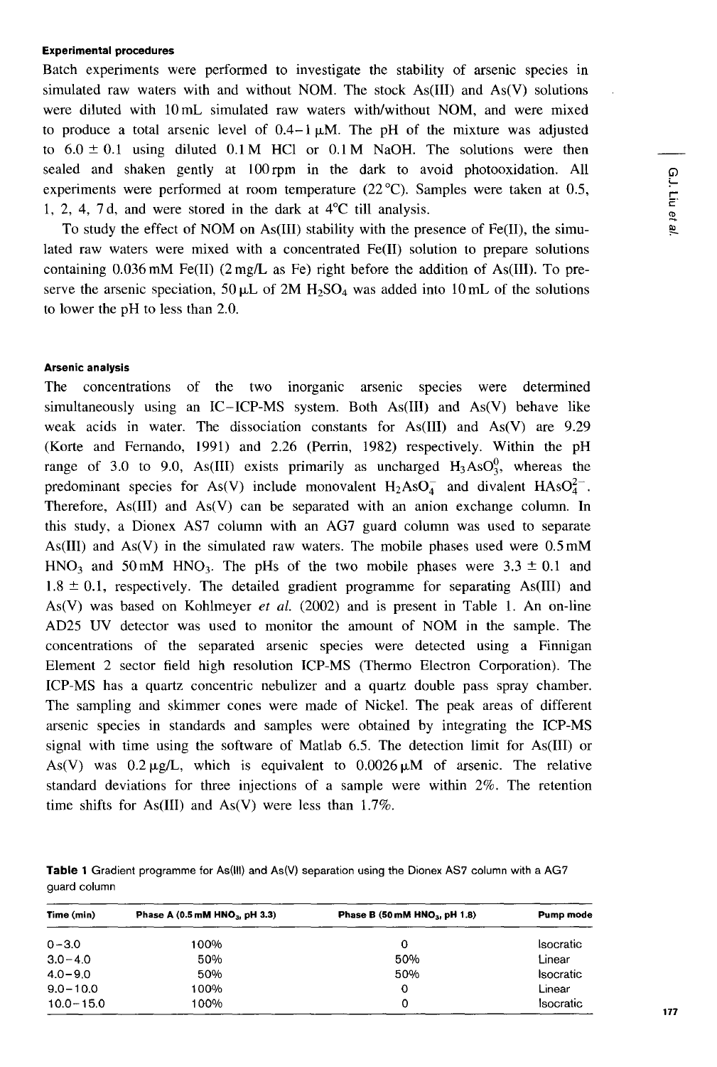### Experimental procedures

Batch experiments were performed to investigate the stability of arsenic species in simulated raw waters with and without NOM. The stock As(III) and As(V) solutions were diluted with 10 mL simulated raw waters with/without NOM, and were mixed to produce a total arsenic level of 0.4–1 μM. The pH of the mixture was adjusted to 6.0 ± 0.1 using diluted 0.1 M HCl or 0.1 M NaOH. The solutions were then sealed and shaken gently at 100 rpm in the dark to avoid photooxidation. All experiments were performed at room temperature (22 °C). Samples were taken at 0.5, 1, 2, 4, 7 d, and were stored in the dark at 4°C till analysis.

To study the effect of NOM on As(III) stability with the presence of Fe(II), the simulated raw waters were mixed with a concentrated Fe(II) solution to prepare solutions containing 0.036 mM Fe(II) (2 mg/L as Fe) right before the addition of As(III). To preserve the arsenic speciation, 50 μL of 2M $H_2SO_4$ was added into 10 mL of the solutions to lower the pH to less than 2.0.

### Arsenic analysis

The concentrations of the two inorganic arsenic species were determined simultaneously using an IC–ICP-MS system. Both As(III) and As(V) behave like weak acids in water. The dissociation constants for As(III) and As(V) are 9.29 (Korte and Fernando, 1991) and 2.26 (Perrin, 1982) respectively. Within the pH range of 3.0 to 9.0, As(III) exists primarily as uncharged $H_3AsO_3^0$, whereas the predominant species for As(V) include monovalent $H_2AsO_4^-$ and divalent $HAsO_4^{2-}$. Therefore, As(III) and As(V) can be separated with an anion exchange column. In this study, a Dionex AS7 column with an AG7 guard column was used to separate As(III) and As(V) in the simulated raw waters. The mobile phases used were 0.5 mM $HNO_3$ and 50 mM $HNO_3$. The pHs of the two mobile phases were 3.3 ± 0.1 and 1.8 ± 0.1, respectively. The detailed gradient programme for separating As(III) and As(V) was based on Kohlmeyer *et al.* (2002) and is present in Table 1. An on-line AD25 UV detector was used to monitor the amount of NOM in the sample. The concentrations of the separated arsenic species were detected using a Finnigan Element 2 sector field high resolution ICP-MS (Thermo Electron Corporation). The ICP-MS has a quartz concentric nebulizer and a quartz double pass spray chamber. The sampling and skimmer cones were made of Nickel. The peak areas of different arsenic species in standards and samples were obtained by integrating the ICP-MS signal with time using the software of Matlab 6.5. The detection limit for As(III) or As(V) was 0.2 μg/L, which is equivalent to 0.0026 μM of arsenic. The relative standard deviations for three injections of a sample were within 2%. The retention time shifts for As(III) and As(V) were less than 1.7%.

**Table 1** Gradient programme for As(III) and As(V) separation using the Dionex AS7 column with a AG7 guard column

| Time (min) | Phase A (0.5 mM $HNO_3$, pH 3.3) | Phase B (50 mM $HNO_3$, pH 1.8) | Pump mode |
|---|---|---|---|
| 0–3.0 | 100% | 0 | Isocratic |
| 3.0–4.0 | 50% | 50% | Linear |
| 4.0–9.0 | 50% | 50% | Isocratic |
| 9.0–10.0 | 100% | 0 | Linear |
| 10.0–15.0 | 100% | 0 | Isocratic |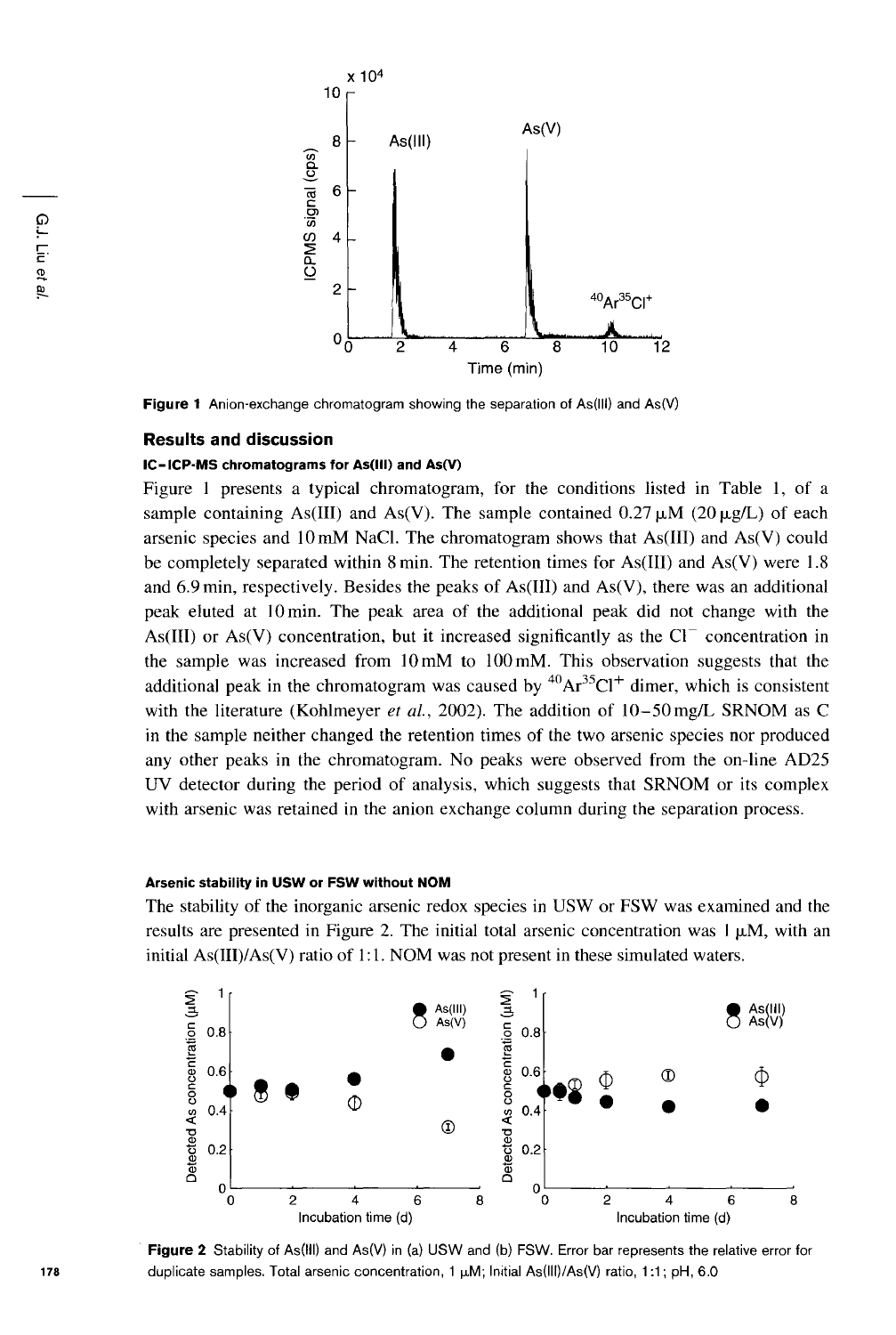x $10^4$

10

8

6

4

2

0

ICPMS signal (cps)

As(III)

As(V)

$^{40}Ar^{35}Cl^+$

0 2 4 6 8 10 12

Time (min)

**Figure 1** Anion-exchange chromatogram showing the separation of As(III) and As(V)

## Results and discussion

### IC–ICP-MS chromatograms for As(III) and As(V)

Figure 1 presents a typical chromatogram, for the conditions listed in Table 1, of a sample containing As(III) and As(V). The sample contained 0.27 μM (20 μg/L) of each arsenic species and 10 mM NaCl. The chromatogram shows that As(III) and As(V) could be completely separated within 8 min. The retention times for As(III) and As(V) were 1.8 and 6.9 min, respectively. Besides the peaks of As(III) and As(V), there was an additional peak eluted at 10 min. The peak area of the additional peak did not change with the As(III) or As(V) concentration, but it increased significantly as the $Cl^-$ concentration in the sample was increased from 10 mM to 100 mM. This observation suggests that the additional peak in the chromatogram was caused by $^{40}Ar^{35}Cl^+$ dimer, which is consistent with the literature (Kohlmeyer *et al.*, 2002). The addition of 10–50 mg/L SRNOM as C in the sample neither changed the retention times of the two arsenic species nor produced any other peaks in the chromatogram. No peaks were observed from the on-line AD25 UV detector during the period of analysis, which suggests that SRNOM or its complex with arsenic was retained in the anion exchange column during the separation process.

### Arsenic stability in USW or FSW without NOM

The stability of the inorganic arsenic redox species in USW or FSW was examined and the results are presented in Figure 2. The initial total arsenic concentration was 1 μM, with an initial As(III)/As(V) ratio of 1:1. NOM was not present in these simulated waters.

Detected As concentration (μM)

1

0.8

0.6

0.4

0.2

0

As(III)

As(V)

0 2 4 6 8

Incubation time (d)

Detected As concentration (μM)

1

0.8

0.6

0.4

0.2

0

As(III)

As(V)

0 2 4 6 8

Incubation time (d)

**Figure 2** Stability of As(III) and As(V) in (a) USW and (b) FSW. Error bar represents the relative error for duplicate samples. Total arsenic concentration, 1 μM; Initial As(III)/As(V) ratio, 1:1; pH, 6.0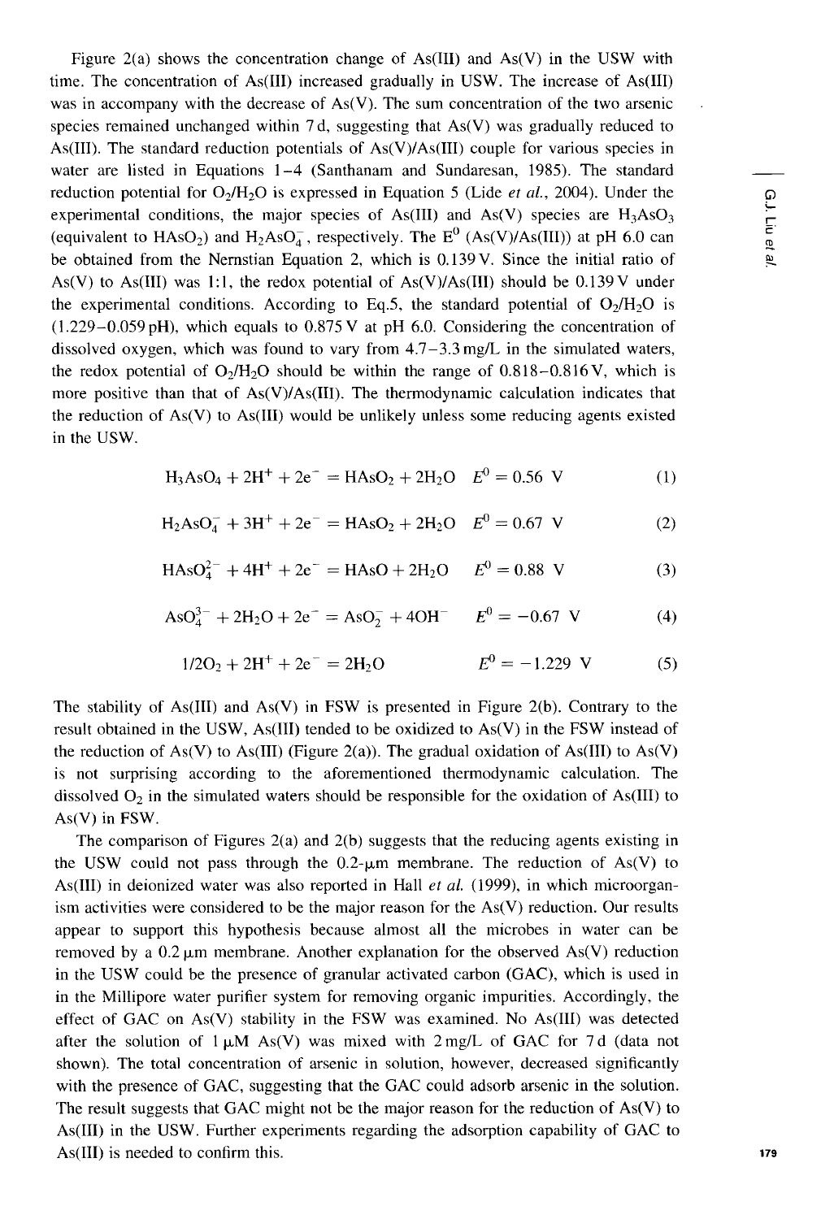Figure 2(a) shows the concentration change of As(III) and As(V) in the USW with time. The concentration of As(III) increased gradually in USW. The increase of As(III) was in accompany with the decrease of As(V). The sum concentration of the two arsenic species remained unchanged within 7 d, suggesting that As(V) was gradually reduced to As(III). The standard reduction potentials of As(V)/As(III) couple for various species in water are listed in Equations 1–4 (Santhanam and Sundaresan, 1985). The standard reduction potential for $O_2/H_2O$ is expressed in Equation 5 (Lide *et al.*, 2004). Under the experimental conditions, the major species of As(III) and As(V) species are $H_3AsO_3$ (equivalent to $HAsO_2$) and $H_2AsO_4^-$, respectively. The $E^0$ (As(V)/As(III)) at pH 6.0 can be obtained from the Nernstian Equation 2, which is 0.139 V. Since the initial ratio of As(V) to As(III) was 1:1, the redox potential of As(V)/As(III) should be 0.139 V under the experimental conditions. According to Eq.5, the standard potential of $O_2/H_2O$ is (1.229–0.059 pH), which equals to 0.875 V at pH 6.0. Considering the concentration of dissolved oxygen, which was found to vary from 4.7–3.3 mg/L in the simulated waters, the redox potential of $O_2/H_2O$ should be within the range of 0.818–0.816 V, which is more positive than that of As(V)/As(III). The thermodynamic calculation indicates that the reduction of As(V) to As(III) would be unlikely unless some reducing agents existed in the USW.

$$H_3AsO_4 + 2H^+ + 2e^- = HAsO_2 + 2H_2O \quad E^0 = 0.56 \text{ V} \tag{1}$$

$$H_2AsO_4^- + 3H^+ + 2e^- = HAsO_2 + 2H_2O \quad E^0 = 0.67 \text{ V} \tag{2}$$

$$HAsO_4^{2-} + 4H^+ + 2e^- = HAsO + 2H_2O \quad E^0 = 0.88 \text{ V} \tag{3}$$

$$AsO_4^{3-} + 2H_2O + 2e^- = AsO_2^- + 4OH^- \quad E^0 = -0.67 \text{ V} \tag{4}$$

$$1/2O_2 + 2H^+ + 2e^- = 2H_2O \quad E^0 = -1.229 \text{ V} \tag{5}$$

The stability of As(III) and As(V) in FSW is presented in Figure 2(b). Contrary to the result obtained in the USW, As(III) tended to be oxidized to As(V) in the FSW instead of the reduction of As(V) to As(III) (Figure 2(a)). The gradual oxidation of As(III) to As(V) is not surprising according to the aforementioned thermodynamic calculation. The dissolved $O_2$ in the simulated waters should be responsible for the oxidation of As(III) to As(V) in FSW.

The comparison of Figures 2(a) and 2(b) suggests that the reducing agents existing in the USW could not pass through the 0.2-μm membrane. The reduction of As(V) to As(III) in deionized water was also reported in Hall *et al.* (1999), in which microorganism activities were considered to be the major reason for the As(V) reduction. Our results appear to support this hypothesis because almost all the microbes in water can be removed by a 0.2 μm membrane. Another explanation for the observed As(V) reduction in the USW could be the presence of granular activated carbon (GAC), which is used in in the Millipore water purifier system for removing organic impurities. Accordingly, the effect of GAC on As(V) stability in the FSW was examined. No As(III) was detected after the solution of 1 μM As(V) was mixed with 2 mg/L of GAC for 7 d (data not shown). The total concentration of arsenic in solution, however, decreased significantly with the presence of GAC, suggesting that the GAC could adsorb arsenic in the solution. The result suggests that GAC might not be the major reason for the reduction of As(V) to As(III) in the USW. Further experiments regarding the adsorption capability of GAC to As(III) is needed to confirm this.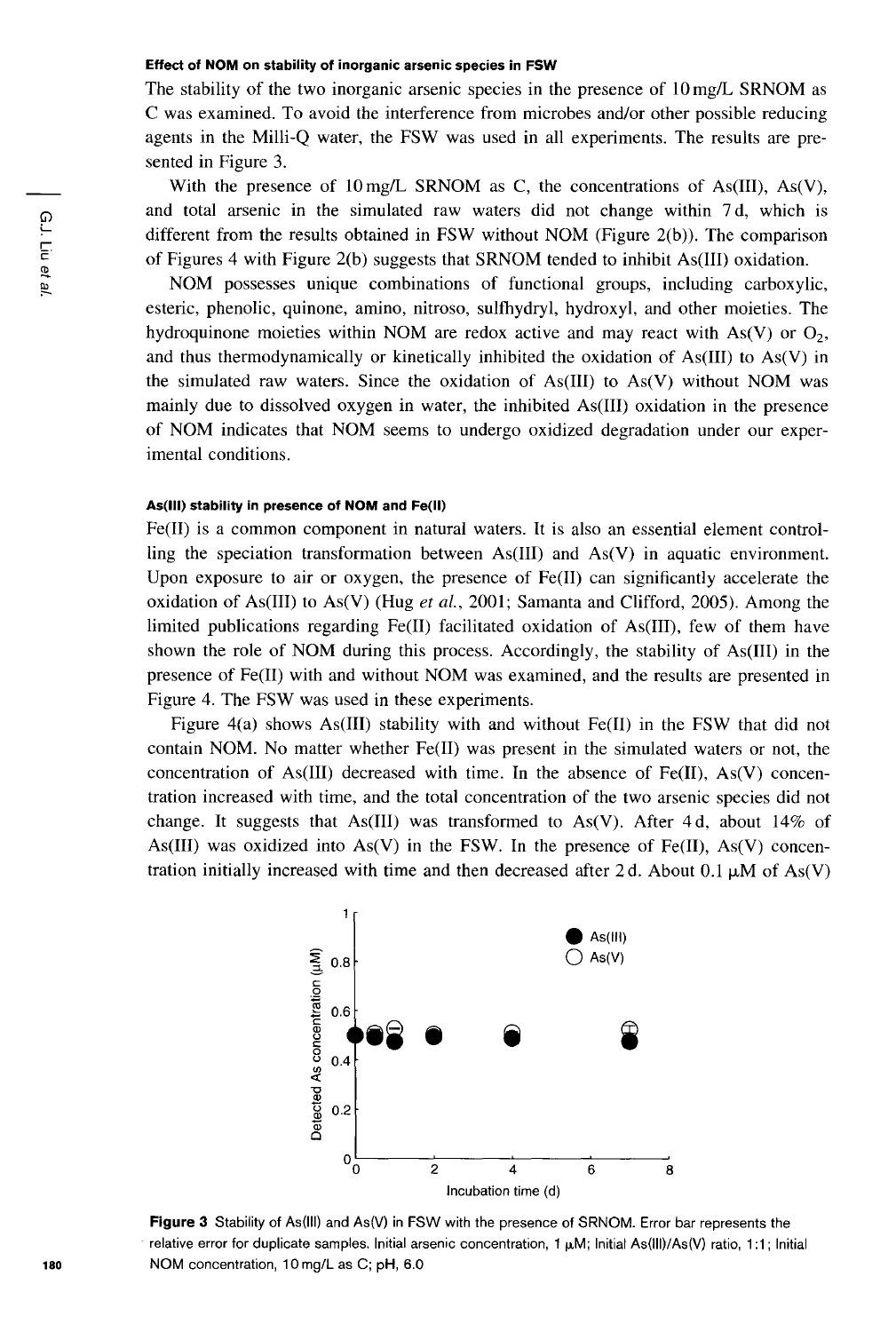#### Effect of NOM on stability of inorganic arsenic species in FSW

The stability of the two inorganic arsenic species in the presence of 10 mg/L SRNOM as C was examined. To avoid the interference from microbes and/or other possible reducing agents in the Milli-Q water, the FSW was used in all experiments. The results are presented in Figure 3.

With the presence of 10 mg/L SRNOM as C, the concentrations of As(III), As(V), and total arsenic in the simulated raw waters did not change within 7 d, which is different from the results obtained in FSW without NOM (Figure 2(b)). The comparison of Figures 4 with Figure 2(b) suggests that SRNOM tended to inhibit As(III) oxidation.

NOM possesses unique combinations of functional groups, including carboxylic, esteric, phenolic, quinone, amino, nitroso, sulfhydryl, hydroxyl, and other moieties. The hydroquinone moieties within NOM are redox active and may react with As(V) or $O_2$, and thus thermodynamically or kinetically inhibited the oxidation of As(III) to As(V) in the simulated raw waters. Since the oxidation of As(III) to As(V) without NOM was mainly due to dissolved oxygen in water, the inhibited As(III) oxidation in the presence of NOM indicates that NOM seems to undergo oxidized degradation under our experimental conditions.

#### As(III) stability in presence of NOM and Fe(II)

Fe(II) is a common component in natural waters. It is also an essential element controlling the speciation transformation between As(III) and As(V) in aquatic environment. Upon exposure to air or oxygen, the presence of Fe(II) can significantly accelerate the oxidation of As(III) to As(V) (Hug *et al.*, 2001; Samanta and Clifford, 2005). Among the limited publications regarding Fe(II) facilitated oxidation of As(III), few of them have shown the role of NOM during this process. Accordingly, the stability of As(III) in the presence of Fe(II) with and without NOM was examined, and the results are presented in Figure 4. The FSW was used in these experiments.

Figure 4(a) shows As(III) stability with and without Fe(II) in the FSW that did not contain NOM. No matter whether Fe(II) was present in the simulated waters or not, the concentration of As(III) decreased with time. In the absence of Fe(II), As(V) concentration increased with time, and the total concentration of the two arsenic species did not change. It suggests that As(III) was transformed to As(V). After 4 d, about 14% of As(III) was oxidized into As(V) in the FSW. In the presence of Fe(II), As(V) concentration initially increased with time and then decreased after 2 d. About 0.1 μM of As(V)

Detected As concentration (μM)
0
0.2
0.4
0.6
0.8
1
Incubation time (d)
0
2
4
6
8
As(III)
As(V)

**Figure 3** Stability of As(III) and As(V) in FSW with the presence of SRNOM. Error bar represents the relative error for duplicate samples. Initial arsenic concentration, 1 μM; Initial As(III)/As(V) ratio, 1:1; Initial NOM concentration, 10 mg/L as C; pH, 6.0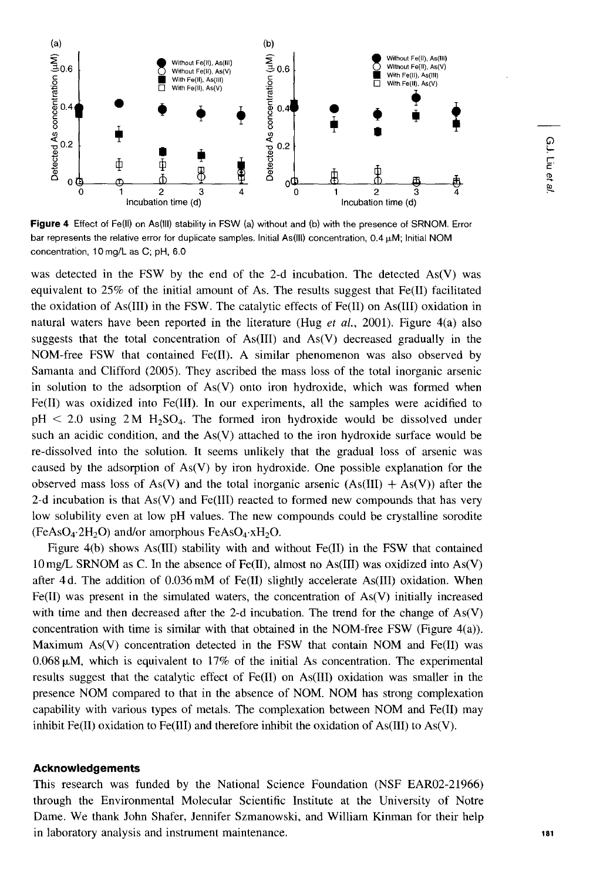(a)

Detected As concentration (μM)

0.6

0.4

0.2

0

0 1 2 3 4

Incubation time (d)

Without Fe(II), As(III)
Without Fe(II), As(V)
With Fe(II), As(III)
With Fe(II), As(V)

(b)

Detected As concentration (μM)

0.6

0.4

0.2

0

0 1 2 3 4

Incubation time (d)

Without Fe(II), As(III)
Without Fe(II), As(V)
With Fe(II), As(III)
With Fe(II), As(V)

**Figure 4** Effect of Fe(II) on As(III) stability in FSW (a) without and (b) with the presence of SRNOM. Error bar represents the relative error for duplicate samples. Initial As(III) concentration, 0.4 μM; Initial NOM concentration, 10 mg/L as C; pH, 6.0

was detected in the FSW by the end of the 2-d incubation. The detected As(V) was equivalent to 25% of the initial amount of As. The results suggest that Fe(II) facilitated the oxidation of As(III) in the FSW. The catalytic effects of Fe(II) on As(III) oxidation in natural waters have been reported in the literature (Hug *et al.*, 2001). Figure 4(a) also suggests that the total concentration of As(III) and As(V) decreased gradually in the NOM-free FSW that contained Fe(II). A similar phenomenon was also observed by Samanta and Clifford (2005). They ascribed the mass loss of the total inorganic arsenic in solution to the adsorption of As(V) onto iron hydroxide, which was formed when Fe(II) was oxidized into Fe(III). In our experiments, all the samples were acidified to pH $< 2.0$ using 2 M $H_2SO_4$. The formed iron hydroxide would be dissolved under such an acidic condition, and the As(V) attached to the iron hydroxide surface would be re-dissolved into the solution. It seems unlikely that the gradual loss of arsenic was caused by the adsorption of As(V) by iron hydroxide. One possible explanation for the observed mass loss of As(V) and the total inorganic arsenic (As(III) + As(V)) after the 2-d incubation is that As(V) and Fe(III) reacted to formed new compounds that has very low solubility even at low pH values. The new compounds could be crystalline sorodite ($FeAsO_4 \cdot 2H_2O$) and/or amorphous $FeAsO_4 \cdot xH_2O$.

Figure 4(b) shows As(III) stability with and without Fe(II) in the FSW that contained 10 mg/L SRNOM as C. In the absence of Fe(II), almost no As(III) was oxidized into As(V) after 4 d. The addition of 0.036 mM of Fe(II) slightly accelerate As(III) oxidation. When Fe(II) was present in the simulated waters, the concentration of As(V) initially increased with time and then decreased after the 2-d incubation. The trend for the change of As(V) concentration with time is similar with that obtained in the NOM-free FSW (Figure 4(a)). Maximum As(V) concentration detected in the FSW that contain NOM and Fe(II) was 0.068 μM, which is equivalent to 17% of the initial As concentration. The experimental results suggest that the catalytic effect of Fe(II) on As(III) oxidation was smaller in the presence NOM compared to that in the absence of NOM. NOM has strong complexation capability with various types of metals. The complexation between NOM and Fe(II) may inhibit Fe(II) oxidation to Fe(III) and therefore inhibit the oxidation of As(III) to As(V).

## Acknowledgements

This research was funded by the National Science Foundation (NSF EAR02-21966) through the Environmental Molecular Scientific Institute at the University of Notre Dame. We thank John Shafer, Jennifer Szmanowski, and William Kinman for their help in laboratory analysis and instrument maintenance.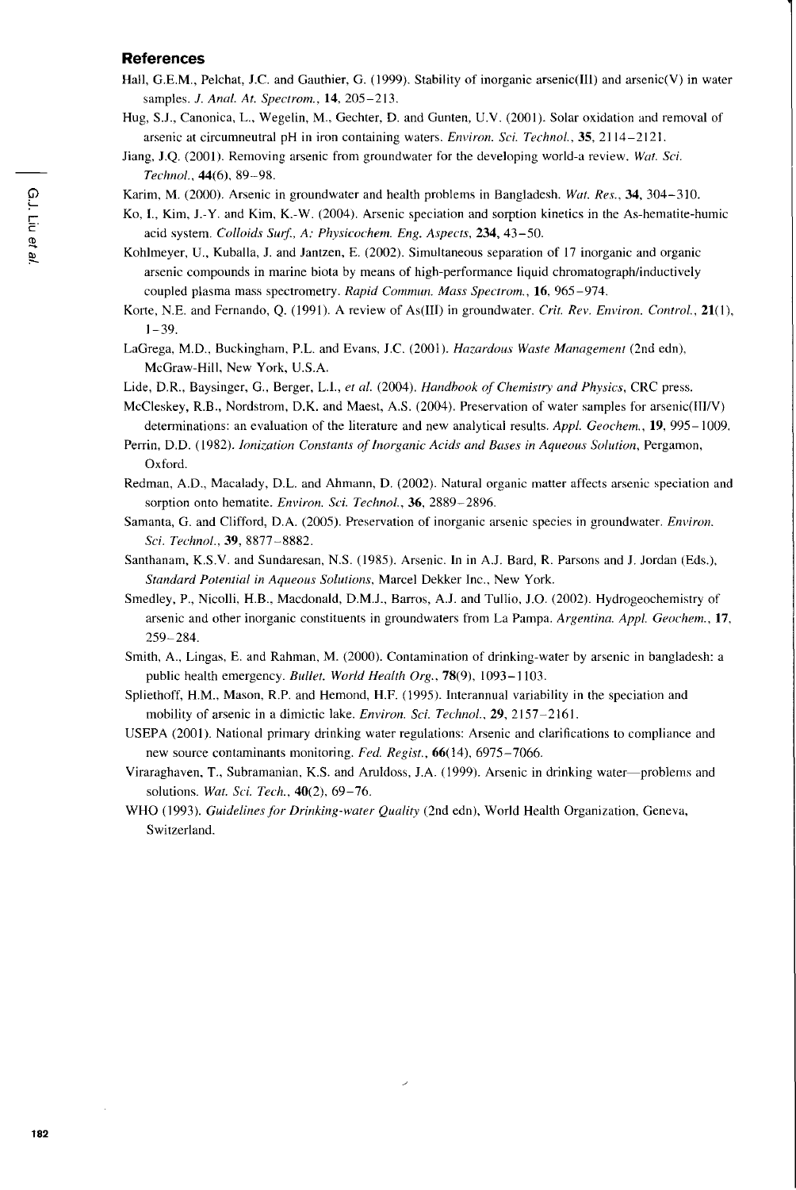## References

Hall, G.E.M., Pelchat, J.C. and Gauthier, G. (1999). Stability of inorganic arsenic(III) and arsenic(V) in water samples. *J. Anal. At. Spectrom.*, **14**, 205–213.

Hug, S.J., Canonica, L., Wegelin, M., Gechter, D. and Gunten, U.V. (2001). Solar oxidation and removal of arsenic at circumneutral pH in iron containing waters. *Environ. Sci. Technol.*, **35**, 2114–2121.

Jiang, J.Q. (2001). Removing arsenic from groundwater for the developing world-a review. *Wat. Sci. Technol.*, **44**(6), 89–98.

Karim, M. (2000). Arsenic in groundwater and health problems in Bangladesh. *Wat. Res.*, **34**, 304–310.

Ko, I., Kim, J.-Y. and Kim, K.-W. (2004). Arsenic speciation and sorption kinetics in the As-hematite-humic acid system. *Colloids Surf., A: Physicochem. Eng. Aspects*, **234**, 43–50.

Kohlmeyer, U., Kuballa, J. and Jantzen, E. (2002). Simultaneous separation of 17 inorganic and organic arsenic compounds in marine biota by means of high-performance liquid chromatograph/inductively coupled plasma mass spectrometry. *Rapid Commun. Mass Spectrom.*, **16**, 965–974.

Korte, N.E. and Fernando, Q. (1991). A review of As(III) in groundwater. *Crit. Rev. Environ. Control.*, **21**(1), 1–39.

LaGrega, M.D., Buckingham, P.L. and Evans, J.C. (2001). *Hazardous Waste Management* (2nd edn), McGraw-Hill, New York, U.S.A.

Lide, D.R., Baysinger, G., Berger, L.I., *et al.* (2004). *Handbook of Chemistry and Physics*, CRC press.

McCleskey, R.B., Nordstrom, D.K. and Maest, A.S. (2004). Preservation of water samples for arsenic(III/V) determinations: an evaluation of the literature and new analytical results. *Appl. Geochem.*, **19**, 995–1009.

Perrin, D.D. (1982). *Ionization Constants of Inorganic Acids and Bases in Aqueous Solution*, Pergamon, Oxford.

Redman, A.D., Macalady, D.L. and Ahmann, D. (2002). Natural organic matter affects arsenic speciation and sorption onto hematite. *Environ. Sci. Technol.*, **36**, 2889–2896.

Samanta, G. and Clifford, D.A. (2005). Preservation of inorganic arsenic species in groundwater. *Environ. Sci. Technol.*, **39**, 8877–8882.

Santhanam, K.S.V. and Sundaresan, N.S. (1985). Arsenic. In in A.J. Bard, R. Parsons and J. Jordan (Eds.), *Standard Potential in Aqueous Solutions*, Marcel Dekker Inc., New York.

Smedley, P., Nicolli, H.B., Macdonald, D.M.J., Barros, A.J. and Tullio, J.O. (2002). Hydrogeochemistry of arsenic and other inorganic constituents in groundwaters from La Pampa. *Argentina. Appl. Geochem.*, **17**, 259–284.

Smith, A., Lingas, E. and Rahman, M. (2000). Contamination of drinking-water by arsenic in bangladesh: a public health emergency. *Bullet. World Health Org.*, **78**(9), 1093–1103.

Spliethoff, H.M., Mason, R.P. and Hemond, H.F. (1995). Interannual variability in the speciation and mobility of arsenic in a dimictic lake. *Environ. Sci. Technol.*, **29**, 2157–2161.

USEPA (2001). National primary drinking water regulations: Arsenic and clarifications to compliance and new source contaminants monitoring. *Fed. Regist.*, **66**(14), 6975–7066.

Viraraghaven, T., Subramanian, K.S. and Aruldoss, J.A. (1999). Arsenic in drinking water—problems and solutions. *Wat. Sci. Tech.*, **40**(2), 69–76.

WHO (1993). *Guidelines for Drinking-water Quality* (2nd edn), World Health Organization, Geneva, Switzerland.